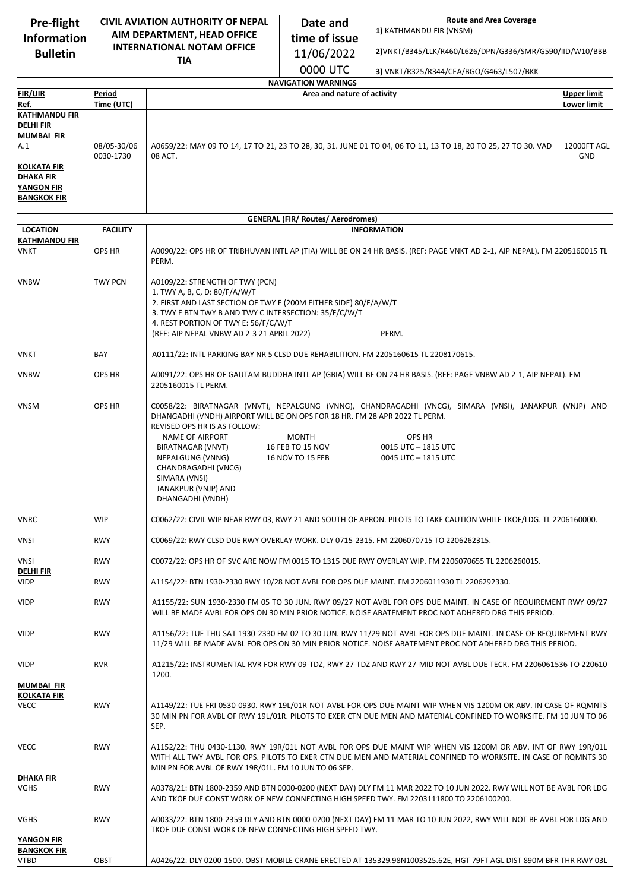| Pre-flight Information Bulletin | CIVIL AVIATION AUTHORITY OF NEPAL AIM DEPARTMENT, HEAD OFFICE INTERNATIONAL NOTAM OFFICE TIA | Date and time of issue 11/06/2022 0000 UTC | Route and Area Coverage 1) KATHMANDU FIR (VNSM) 2)VNKT/B345/LLK/R460/L626/DPN/G336/SMR/G590/IID/W10/BBB 3) VNKT/R325/R344/CEA/BGO/G463/L507/BKK |
|---|---|---|---|

**NAVIGATION WARNINGS**

| FIR/UIR Ref. | Period Time (UTC) | Area and nature of activity | Upper limit Lower limit |
|---|---|---|---|
| KATHMANDU FIR DELHI FIR MUMBAI FIR A.1 KOLKATA FIR DHAKA FIR YANGON FIR BANGKOK FIR | 08/05-30/06 0030-1730 | A0659/22: MAY 09 TO 14, 17 TO 21, 23 TO 28, 30, 31. JUNE 01 TO 04, 06 TO 11, 13 TO 18, 20 TO 25, 27 TO 30. VAD 08 ACT. | 12000FT AGL GND |

**GENERAL (FIR/ Routes/ Aerodromes)**

| LOCATION | FACILITY | INFORMATION |
|---|---|---|
| **KATHMANDU FIR** | | |
| VNKT | OPS HR | A0090/22: OPS HR OF TRIBHUVAN INTL AP (TIA) WILL BE ON 24 HR BASIS. (REF: PAGE VNKT AD 2-1, AIP NEPAL). FM 2205160015 TL PERM. |
| VNBW | TWY PCN | A0109/22: STRENGTH OF TWY (PCN)<br>1. TWY A, B, C, D: 80/F/A/W/T<br>2. FIRST AND LAST SECTION OF TWY E (200M EITHER SIDE) 80/F/A/W/T<br>3. TWY E BTN TWY B AND TWY C INTERSECTION: 35/F/C/W/T<br>4. REST PORTION OF TWY E: 56/F/C/W/T<br>(REF: AIP NEPAL VNBW AD 2-3 21 APRIL 2022) PERM. |
| VNKT | BAY | A0111/22: INTL PARKING BAY NR 5 CLSD DUE REHABILITION. FM 2205160615 TL 2208170615. |
| VNBW | OPS HR | A0091/22: OPS HR OF GAUTAM BUDDHA INTL AP (GBIA) WILL BE ON 24 HR BASIS. (REF: PAGE VNBW AD 2-1, AIP NEPAL). FM 2205160015 TL PERM. |
| VNSM | OPS HR | C0058/22: BIRATNAGAR (VNVT), NEPALGUNG (VNNG), CHANDRAGADHI (VNCG), SIMARA (VNSI), JANAKPUR (VNJP) AND DHANGADHI (VNDH) AIRPORT WILL BE ON OPS FOR 18 HR. FM 28 APR 2022 TL PERM.<br>REVISED OPS HR IS AS FOLLOW:<br>NAME OF AIRPORT: BIRATNAGAR (VNVT), NEPALGUNG (VNNG), CHANDRAGADHI (VNCG), SIMARA (VNSI), JANAKPUR (VNJP) AND DHANGADHI (VNDH)<br>MONTH / OPS HR:<br>16 FEB TO 15 NOV — 0015 UTC – 1815 UTC<br>16 NOV TO 15 FEB — 0045 UTC – 1815 UTC |
| VNRC | WIP | C0062/22: CIVIL WIP NEAR RWY 03, RWY 21 AND SOUTH OF APRON. PILOTS TO TAKE CAUTION WHILE TKOF/LDG. TL 2206160000. |
| VNSI | RWY | C0069/22: RWY CLSD DUE RWY OVERLAY WORK. DLY 0715-2315. FM 2206070715 TO 2206262315. |
| VNSI | RWY | C0072/22: OPS HR OF SVC ARE NOW FM 0015 TO 1315 DUE RWY OVERLAY WIP. FM 2206070655 TL 2206260015. |
| **DELHI FIR** | | |
| VIDP | RWY | A1154/22: BTN 1930-2330 RWY 10/28 NOT AVBL FOR OPS DUE MAINT. FM 2206011930 TL 2206292330. |
| VIDP | RWY | A1155/22: SUN 1930-2330 FM 05 TO 30 JUN. RWY 09/27 NOT AVBL FOR OPS DUE MAINT. IN CASE OF REQUIREMENT RWY 09/27 WILL BE MADE AVBL FOR OPS ON 30 MIN PRIOR NOTICE. NOISE ABATEMENT PROC NOT ADHERED DRG THIS PERIOD. |
| VIDP | RWY | A1156/22: TUE THU SAT 1930-2330 FM 02 TO 30 JUN. RWY 11/29 NOT AVBL FOR OPS DUE MAINT. IN CASE OF REQUIREMENT RWY 11/29 WILL BE MADE AVBL FOR OPS ON 30 MIN PRIOR NOTICE. NOISE ABATEMENT PROC NOT ADHERED DRG THIS PERIOD. |
| VIDP | RVR | A1215/22: INSTRUMENTAL RVR FOR RWY 09-TDZ, RWY 27-TDZ AND RWY 27-MID NOT AVBL DUE TECR. FM 2206061536 TO 220610 1200. |
| **MUMBAI FIR** | | |
| **KOLKATA FIR** | | |
| VECC | RWY | A1149/22: TUE FRI 0530-0930. RWY 19L/01R NOT AVBL FOR OPS DUE MAINT WIP WHEN VIS 1200M OR ABV. IN CASE OF RQMNTS 30 MIN PN FOR AVBL OF RWY 19L/01R. PILOTS TO EXER CTN DUE MEN AND MATERIAL CONFINED TO WORKSITE. FM 10 JUN TO 06 SEP. |
| VECC | RWY | A1152/22: THU 0430-1130. RWY 19R/01L NOT AVBL FOR OPS DUE MAINT WIP WHEN VIS 1200M OR ABV. INT OF RWY 19R/01L WITH ALL TWY AVBL FOR OPS. PILOTS TO EXER CTN DUE MEN AND MATERIAL CONFINED TO WORKSITE. IN CASE OF RQMNTS 30 MIN PN FOR AVBL OF RWY 19R/01L. FM 10 JUN TO 06 SEP. |
| **DHAKA FIR** | | |
| VGHS | RWY | A0378/21: BTN 1800-2359 AND BTN 0000-0200 (NEXT DAY) DLY FM 11 MAR 2022 TO 10 JUN 2022. RWY WILL NOT BE AVBL FOR LDG AND TKOF DUE CONST WORK OF NEW CONNECTING HIGH SPEED TWY. FM 2203111800 TO 2206100200. |
| VGHS | RWY | A0033/22: BTN 1800-2359 DLY AND BTN 0000-0200 (NEXT DAY) FM 11 MAR TO 10 JUN 2022, RWY WILL NOT BE AVBL FOR LDG AND TKOF DUE CONST WORK OF NEW CONNECTING HIGH SPEED TWY. |
| **YANGON FIR** | | |
| **BANGKOK FIR** | | |
| VTBD | OBST | A0426/22: DLY 0200-1500. OBST MOBILE CRANE ERECTED AT 135329.98N1003525.62E, HGT 79FT AGL DIST 890M BFR THR RWY 03L |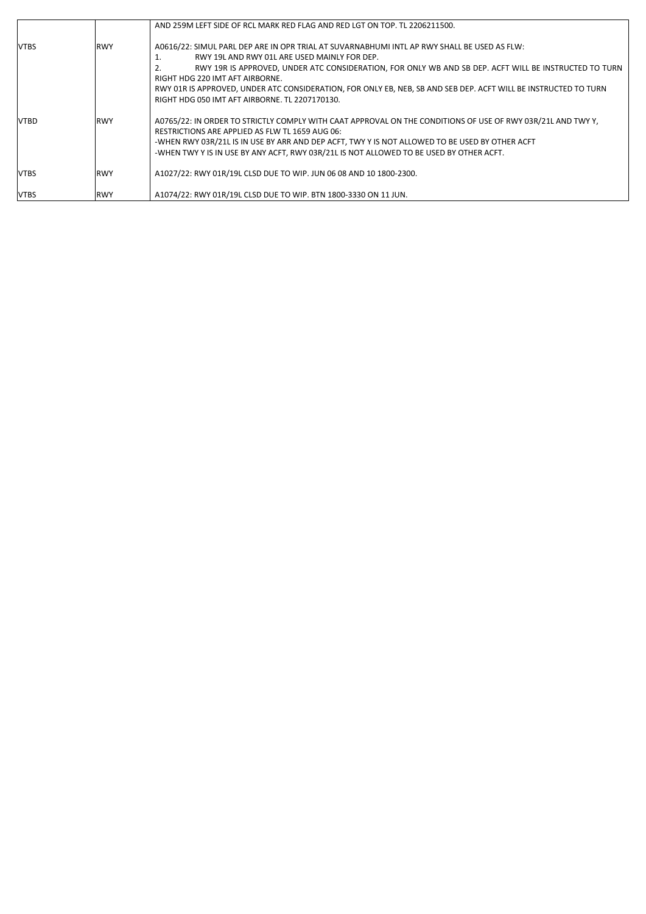| | | |
|---|---|---|
| | | AND 259M LEFT SIDE OF RCL MARK RED FLAG AND RED LGT ON TOP. TL 2206211500. |
| VTBS | RWY | A0616/22: SIMUL PARL DEP ARE IN OPR TRIAL AT SUVARNABHUMI INTL AP RWY SHALL BE USED AS FLW:<br>1. RWY 19L AND RWY 01L ARE USED MAINLY FOR DEP.<br>2. RWY 19R IS APPROVED, UNDER ATC CONSIDERATION, FOR ONLY WB AND SB DEP. ACFT WILL BE INSTRUCTED TO TURN RIGHT HDG 220 IMT AFT AIRBORNE.<br>RWY 01R IS APPROVED, UNDER ATC CONSIDERATION, FOR ONLY EB, NEB, SB AND SEB DEP. ACFT WILL BE INSTRUCTED TO TURN RIGHT HDG 050 IMT AFT AIRBORNE. TL 2207170130. |
| VTBD | RWY | A0765/22: IN ORDER TO STRICTLY COMPLY WITH CAAT APPROVAL ON THE CONDITIONS OF USE OF RWY 03R/21L AND TWY Y, RESTRICTIONS ARE APPLIED AS FLW TL 1659 AUG 06:<br>-WHEN RWY 03R/21L IS IN USE BY ARR AND DEP ACFT, TWY Y IS NOT ALLOWED TO BE USED BY OTHER ACFT<br>-WHEN TWY Y IS IN USE BY ANY ACFT, RWY 03R/21L IS NOT ALLOWED TO BE USED BY OTHER ACFT. |
| VTBS | RWY | A1027/22: RWY 01R/19L CLSD DUE TO WIP. JUN 06 08 AND 10 1800-2300. |
| VTBS | RWY | A1074/22: RWY 01R/19L CLSD DUE TO WIP. BTN 1800-3330 ON 11 JUN. |